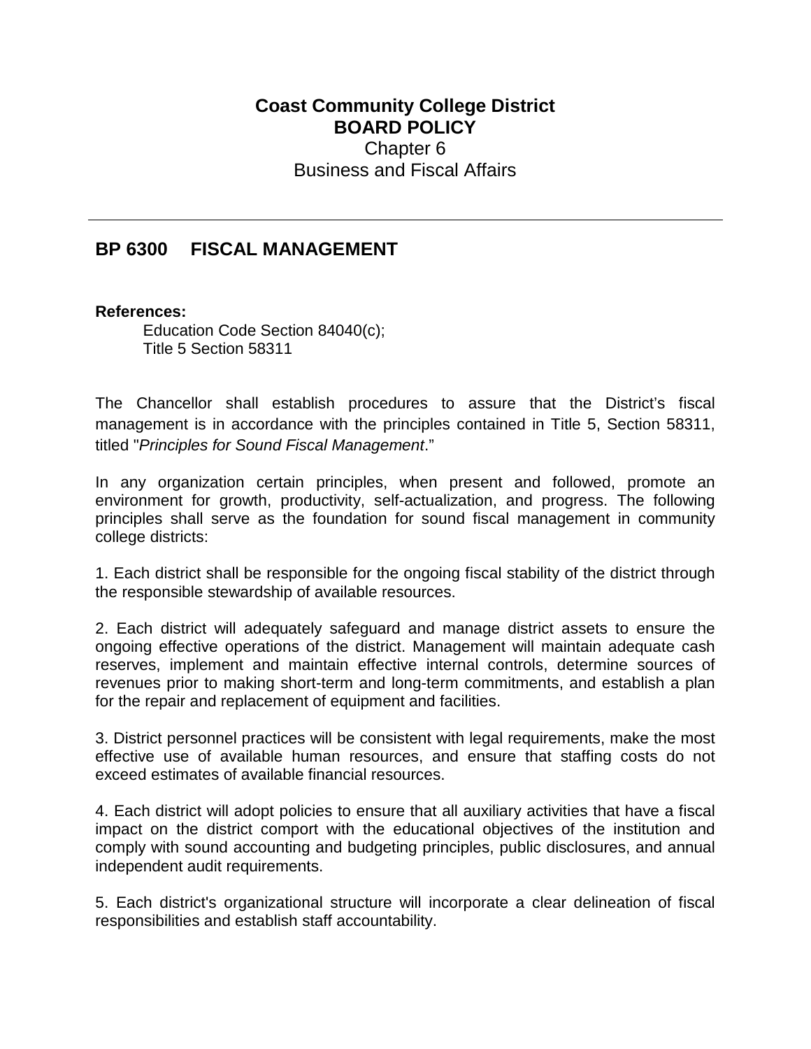**Coast Community College District**
**BOARD POLICY**
Chapter 6
Business and Fiscal Affairs

---

## BP 6300 FISCAL MANAGEMENT

**References:**

Education Code Section 84040(c);
Title 5 Section 58311

The Chancellor shall establish procedures to assure that the District's fiscal management is in accordance with the principles contained in Title 5, Section 58311, titled "*Principles for Sound Fiscal Management*."

In any organization certain principles, when present and followed, promote an environment for growth, productivity, self-actualization, and progress. The following principles shall serve as the foundation for sound fiscal management in community college districts:

1. Each district shall be responsible for the ongoing fiscal stability of the district through the responsible stewardship of available resources.

2. Each district will adequately safeguard and manage district assets to ensure the ongoing effective operations of the district. Management will maintain adequate cash reserves, implement and maintain effective internal controls, determine sources of revenues prior to making short-term and long-term commitments, and establish a plan for the repair and replacement of equipment and facilities.

3. District personnel practices will be consistent with legal requirements, make the most effective use of available human resources, and ensure that staffing costs do not exceed estimates of available financial resources.

4. Each district will adopt policies to ensure that all auxiliary activities that have a fiscal impact on the district comport with the educational objectives of the institution and comply with sound accounting and budgeting principles, public disclosures, and annual independent audit requirements.

5. Each district's organizational structure will incorporate a clear delineation of fiscal responsibilities and establish staff accountability.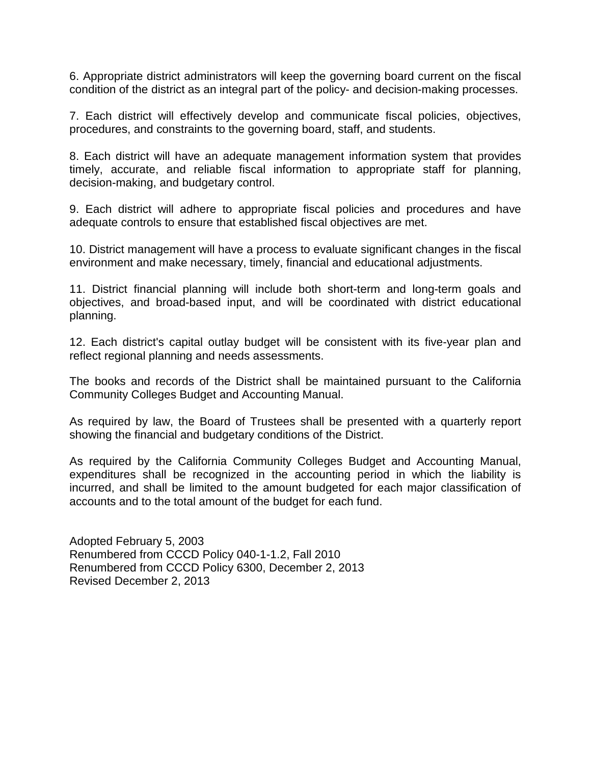6. Appropriate district administrators will keep the governing board current on the fiscal condition of the district as an integral part of the policy- and decision-making processes.

7. Each district will effectively develop and communicate fiscal policies, objectives, procedures, and constraints to the governing board, staff, and students.

8. Each district will have an adequate management information system that provides timely, accurate, and reliable fiscal information to appropriate staff for planning, decision-making, and budgetary control.

9. Each district will adhere to appropriate fiscal policies and procedures and have adequate controls to ensure that established fiscal objectives are met.

10. District management will have a process to evaluate significant changes in the fiscal environment and make necessary, timely, financial and educational adjustments.

11. District financial planning will include both short-term and long-term goals and objectives, and broad-based input, and will be coordinated with district educational planning.

12. Each district's capital outlay budget will be consistent with its five-year plan and reflect regional planning and needs assessments.

The books and records of the District shall be maintained pursuant to the California Community Colleges Budget and Accounting Manual.

As required by law, the Board of Trustees shall be presented with a quarterly report showing the financial and budgetary conditions of the District.

As required by the California Community Colleges Budget and Accounting Manual, expenditures shall be recognized in the accounting period in which the liability is incurred, and shall be limited to the amount budgeted for each major classification of accounts and to the total amount of the budget for each fund.

Adopted February 5, 2003
Renumbered from CCCD Policy 040-1-1.2, Fall 2010
Renumbered from CCCD Policy 6300, December 2, 2013
Revised December 2, 2013